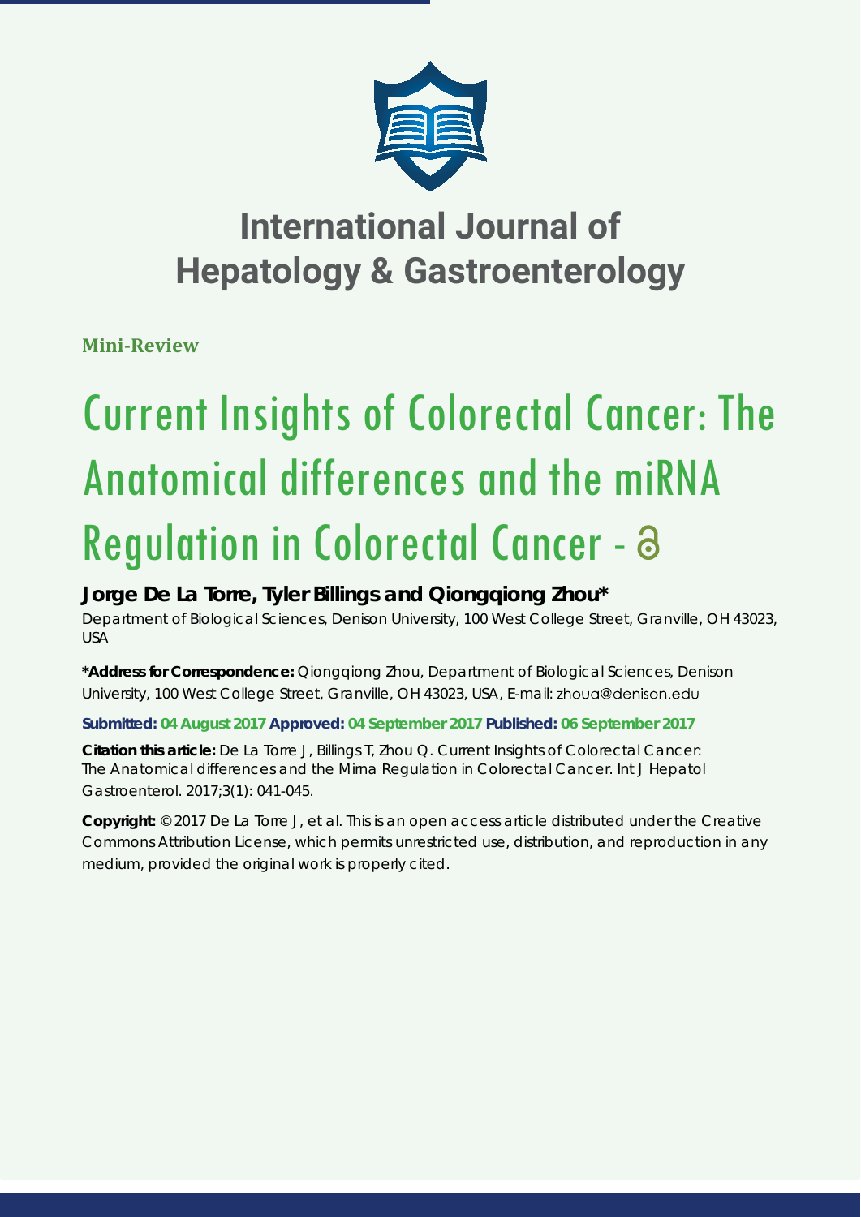# International Journal of Hepatology & Gastroenterology

**Mini-Review**

# Current Insights of Colorectal Cancer: The Anatomical differences and the miRNA Regulation in Colorectal Cancer

**Jorge De La Torre, Tyler Billings and Qiongqiong Zhou***

Department of Biological Sciences, Denison University, 100 West College Street, Granville, OH 43023, USA

***Address for Correspondence:** Qiongqiong Zhou, Department of Biological Sciences, Denison University, 100 West College Street, Granville, OH 43023, USA, E-mail: zhoua@denison.edu

**Submitted: 04 August 2017 Approved: 04 September 2017 Published: 06 September 2017**

**Citation this article:** De La Torre J, Billings T, Zhou Q. Current Insights of Colorectal Cancer: The Anatomical differences and the Mirna Regulation in Colorectal Cancer. Int J Hepatol Gastroenterol. 2017;3(1): 041-045.

**Copyright:** © 2017 De La Torre J, et al. This is an open access article distributed under the Creative Commons Attribution License, which permits unrestricted use, distribution, and reproduction in any medium, provided the original work is properly cited.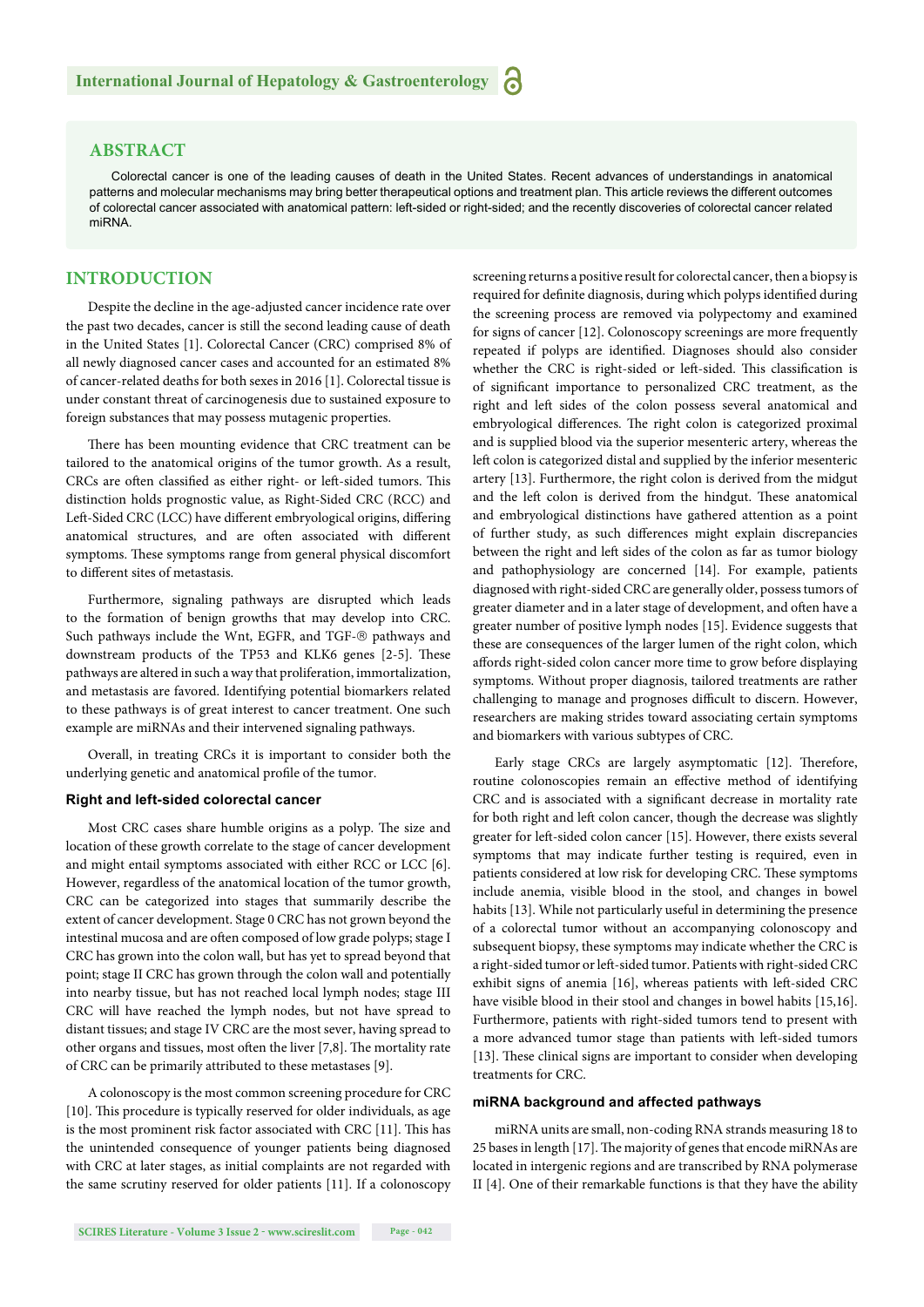## ABSTRACT

Colorectal cancer is one of the leading causes of death in the United States. Recent advances of understandings in anatomical patterns and molecular mechanisms may bring better therapeutical options and treatment plan. This article reviews the different outcomes of colorectal cancer associated with anatomical pattern: left-sided or right-sided; and the recently discoveries of colorectal cancer related miRNA.

## INTRODUCTION

Despite the decline in the age-adjusted cancer incidence rate over the past two decades, cancer is still the second leading cause of death in the United States [1]. Colorectal Cancer (CRC) comprised 8% of all newly diagnosed cancer cases and accounted for an estimated 8% of cancer-related deaths for both sexes in 2016 [1]. Colorectal tissue is under constant threat of carcinogenesis due to sustained exposure to foreign substances that may possess mutagenic properties.

There has been mounting evidence that CRC treatment can be tailored to the anatomical origins of the tumor growth. As a result, CRCs are often classified as either right- or left-sided tumors. This distinction holds prognostic value, as Right-Sided CRC (RCC) and Left-Sided CRC (LCC) have different embryological origins, differing anatomical structures, and are often associated with different symptoms. These symptoms range from general physical discomfort to different sites of metastasis.

Furthermore, signaling pathways are disrupted which leads to the formation of benign growths that may develop into CRC. Such pathways include the Wnt, EGFR, and TGF-® pathways and downstream products of the TP53 and KLK6 genes [2-5]. These pathways are altered in such a way that proliferation, immortalization, and metastasis are favored. Identifying potential biomarkers related to these pathways is of great interest to cancer treatment. One such example are miRNAs and their intervened signaling pathways.

Overall, in treating CRCs it is important to consider both the underlying genetic and anatomical profile of the tumor.

### Right and left-sided colorectal cancer

Most CRC cases share humble origins as a polyp. The size and location of these growth correlate to the stage of cancer development and might entail symptoms associated with either RCC or LCC [6]. However, regardless of the anatomical location of the tumor growth, CRC can be categorized into stages that summarily describe the extent of cancer development. Stage 0 CRC has not grown beyond the intestinal mucosa and are often composed of low grade polyps; stage I CRC has grown into the colon wall, but has yet to spread beyond that point; stage II CRC has grown through the colon wall and potentially into nearby tissue, but has not reached local lymph nodes; stage III CRC will have reached the lymph nodes, but not have spread to distant tissues; and stage IV CRC are the most sever, having spread to other organs and tissues, most often the liver [7,8]. The mortality rate of CRC can be primarily attributed to these metastases [9].

A colonoscopy is the most common screening procedure for CRC [10]. This procedure is typically reserved for older individuals, as age is the most prominent risk factor associated with CRC [11]. This has the unintended consequence of younger patients being diagnosed with CRC at later stages, as initial complaints are not regarded with the same scrutiny reserved for older patients [11]. If a colonoscopy screening returns a positive result for colorectal cancer, then a biopsy is required for definite diagnosis, during which polyps identified during the screening process are removed via polypectomy and examined for signs of cancer [12]. Colonoscopy screenings are more frequently repeated if polyps are identified. Diagnoses should also consider whether the CRC is right-sided or left-sided. This classification is of significant importance to personalized CRC treatment, as the right and left sides of the colon possess several anatomical and embryological differences. The right colon is categorized proximal and is supplied blood via the superior mesenteric artery, whereas the left colon is categorized distal and supplied by the inferior mesenteric artery [13]. Furthermore, the right colon is derived from the midgut and the left colon is derived from the hindgut. These anatomical and embryological distinctions have gathered attention as a point of further study, as such differences might explain discrepancies between the right and left sides of the colon as far as tumor biology and pathophysiology are concerned [14]. For example, patients diagnosed with right-sided CRC are generally older, possess tumors of greater diameter and in a later stage of development, and often have a greater number of positive lymph nodes [15]. Evidence suggests that these are consequences of the larger lumen of the right colon, which affords right-sided colon cancer more time to grow before displaying symptoms. Without proper diagnosis, tailored treatments are rather challenging to manage and prognoses difficult to discern. However, researchers are making strides toward associating certain symptoms and biomarkers with various subtypes of CRC.

Early stage CRCs are largely asymptomatic [12]. Therefore, routine colonoscopies remain an effective method of identifying CRC and is associated with a significant decrease in mortality rate for both right and left colon cancer, though the decrease was slightly greater for left-sided colon cancer [15]. However, there exists several symptoms that may indicate further testing is required, even in patients considered at low risk for developing CRC. These symptoms include anemia, visible blood in the stool, and changes in bowel habits [13]. While not particularly useful in determining the presence of a colorectal tumor without an accompanying colonoscopy and subsequent biopsy, these symptoms may indicate whether the CRC is a right-sided tumor or left-sided tumor. Patients with right-sided CRC exhibit signs of anemia [16], whereas patients with left-sided CRC have visible blood in their stool and changes in bowel habits [15,16]. Furthermore, patients with right-sided tumors tend to present with a more advanced tumor stage than patients with left-sided tumors [13]. These clinical signs are important to consider when developing treatments for CRC.

### miRNA background and affected pathways

miRNA units are small, non-coding RNA strands measuring 18 to 25 bases in length [17]. The majority of genes that encode miRNAs are located in intergenic regions and are transcribed by RNA polymerase II [4]. One of their remarkable functions is that they have the ability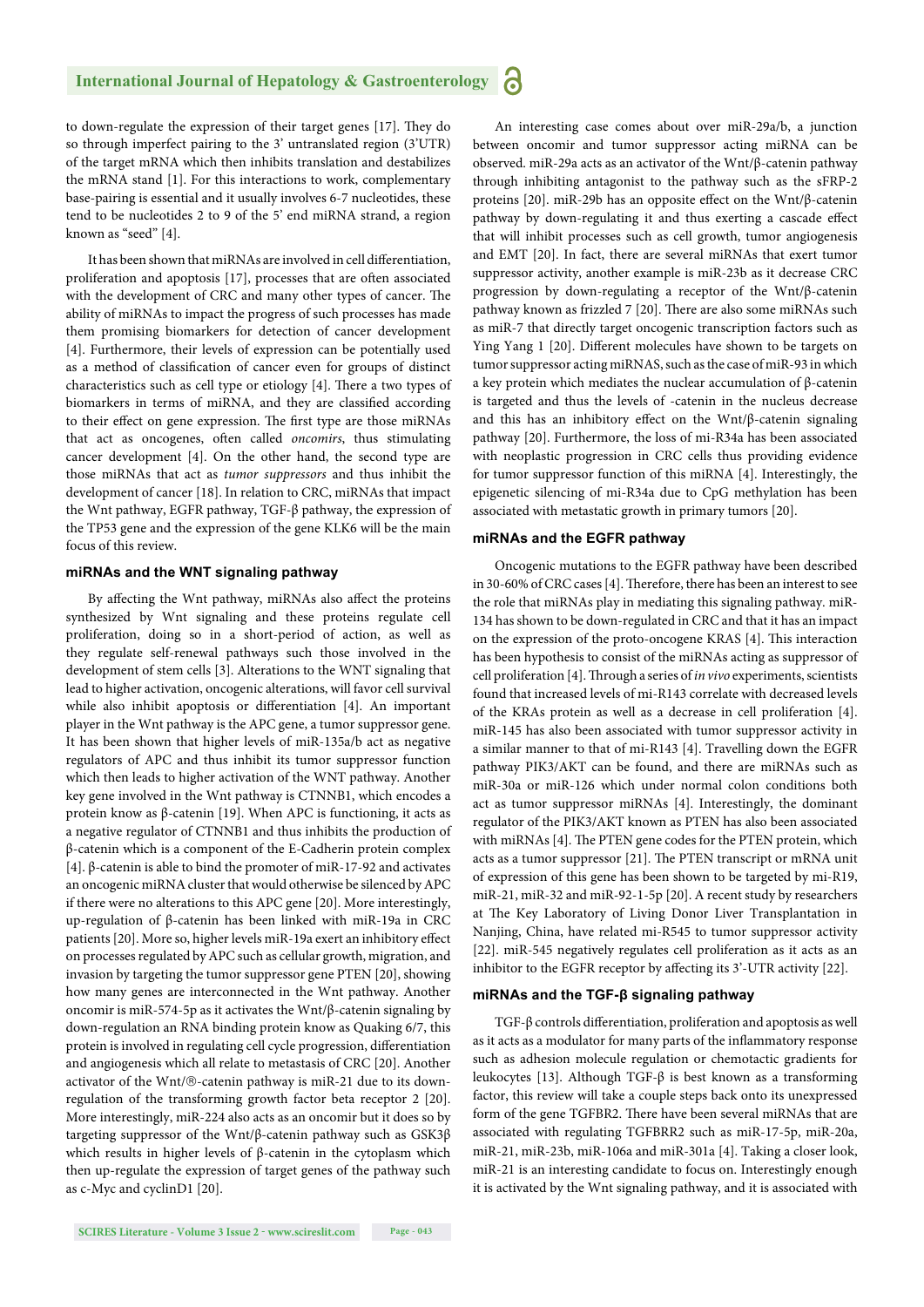to down-regulate the expression of their target genes [17]. They do so through imperfect pairing to the 3' untranslated region (3'UTR) of the target mRNA which then inhibits translation and destabilizes the mRNA stand [1]. For this interactions to work, complementary base-pairing is essential and it usually involves 6-7 nucleotides, these tend to be nucleotides 2 to 9 of the 5' end miRNA strand, a region known as "seed" [4].

It has been shown that miRNAs are involved in cell differentiation, proliferation and apoptosis [17], processes that are often associated with the development of CRC and many other types of cancer. The ability of miRNAs to impact the progress of such processes has made them promising biomarkers for detection of cancer development [4]. Furthermore, their levels of expression can be potentially used as a method of classification of cancer even for groups of distinct characteristics such as cell type or etiology [4]. There a two types of biomarkers in terms of miRNA, and they are classified according to their effect on gene expression. The first type are those miRNAs that act as oncogenes, often called *oncomirs*, thus stimulating cancer development [4]. On the other hand, the second type are those miRNAs that act as *tumor suppressors* and thus inhibit the development of cancer [18]. In relation to CRC, miRNAs that impact the Wnt pathway, EGFR pathway, TGF-β pathway, the expression of the TP53 gene and the expression of the gene KLK6 will be the main focus of this review.

### miRNAs and the WNT signaling pathway

By affecting the Wnt pathway, miRNAs also affect the proteins synthesized by Wnt signaling and these proteins regulate cell proliferation, doing so in a short-period of action, as well as they regulate self-renewal pathways such those involved in the development of stem cells [3]. Alterations to the WNT signaling that lead to higher activation, oncogenic alterations, will favor cell survival while also inhibit apoptosis or differentiation [4]. An important player in the Wnt pathway is the APC gene, a tumor suppressor gene. It has been shown that higher levels of miR-135a/b act as negative regulators of APC and thus inhibit its tumor suppressor function which then leads to higher activation of the WNT pathway. Another key gene involved in the Wnt pathway is CTNNB1, which encodes a protein know as β-catenin [19]. When APC is functioning, it acts as a negative regulator of CTNNB1 and thus inhibits the production of β-catenin which is a component of the E-Cadherin protein complex [4]. β-catenin is able to bind the promoter of miR-17-92 and activates an oncogenic miRNA cluster that would otherwise be silenced by APC if there were no alterations to this APC gene [20]. More interestingly, up-regulation of β-catenin has been linked with miR-19a in CRC patients [20]. More so, higher levels miR-19a exert an inhibitory effect on processes regulated by APC such as cellular growth, migration, and invasion by targeting the tumor suppressor gene PTEN [20], showing how many genes are interconnected in the Wnt pathway. Another oncomir is miR-574-5p as it activates the Wnt/β-catenin signaling by down-regulation an RNA binding protein know as Quaking 6/7, this protein is involved in regulating cell cycle progression, differentiation and angiogenesis which all relate to metastasis of CRC [20]. Another activator of the Wnt/®-catenin pathway is miR-21 due to its down-regulation of the transforming growth factor beta receptor 2 [20]. More interestingly, miR-224 also acts as an oncomir but it does so by targeting suppressor of the Wnt/β-catenin pathway such as GSK3β which results in higher levels of β-catenin in the cytoplasm which then up-regulate the expression of target genes of the pathway such as c-Myc and cyclinD1 [20].

An interesting case comes about over miR-29a/b, a junction between oncomir and tumor suppressor acting miRNA can be observed. miR-29a acts as an activator of the Wnt/β-catenin pathway through inhibiting antagonist to the pathway such as the sFRP-2 proteins [20]. miR-29b has an opposite effect on the Wnt/β-catenin pathway by down-regulating it and thus exerting a cascade effect that will inhibit processes such as cell growth, tumor angiogenesis and EMT [20]. In fact, there are several miRNAs that exert tumor suppressor activity, another example is miR-23b as it decrease CRC progression by down-regulating a receptor of the Wnt/β-catenin pathway known as frizzled 7 [20]. There are also some miRNAs such as miR-7 that directly target oncogenic transcription factors such as Ying Yang 1 [20]. Different molecules have shown to be targets on tumor suppressor acting miRNAS, such as the case of miR-93 in which a key protein which mediates the nuclear accumulation of β-catenin is targeted and thus the levels of -catenin in the nucleus decrease and this has an inhibitory effect on the Wnt/β-catenin signaling pathway [20]. Furthermore, the loss of mi-R34a has been associated with neoplastic progression in CRC cells thus providing evidence for tumor suppressor function of this miRNA [4]. Interestingly, the epigenetic silencing of mi-R34a due to CpG methylation has been associated with metastatic growth in primary tumors [20].

### miRNAs and the EGFR pathway

Oncogenic mutations to the EGFR pathway have been described in 30-60% of CRC cases [4]. Therefore, there has been an interest to see the role that miRNAs play in mediating this signaling pathway. miR-134 has shown to be down-regulated in CRC and that it has an impact on the expression of the proto-oncogene KRAS [4]. This interaction has been hypothesis to consist of the miRNAs acting as suppressor of cell proliferation [4]. Through a series of *in vivo* experiments, scientists found that increased levels of mi-R143 correlate with decreased levels of the KRAs protein as well as a decrease in cell proliferation [4]. miR-145 has also been associated with tumor suppressor activity in a similar manner to that of mi-R143 [4]. Travelling down the EGFR pathway PIK3/AKT can be found, and there are miRNAs such as miR-30a or miR-126 which under normal colon conditions both act as tumor suppressor miRNAs [4]. Interestingly, the dominant regulator of the PIK3/AKT known as PTEN has also been associated with miRNAs [4]. The PTEN gene codes for the PTEN protein, which acts as a tumor suppressor [21]. The PTEN transcript or mRNA unit of expression of this gene has been shown to be targeted by mi-R19, miR-21, miR-32 and miR-92-1-5p [20]. A recent study by researchers at The Key Laboratory of Living Donor Liver Transplantation in Nanjing, China, have related mi-R545 to tumor suppressor activity [22]. miR-545 negatively regulates cell proliferation as it acts as an inhibitor to the EGFR receptor by affecting its 3'-UTR activity [22].

### miRNAs and the TGF-β signaling pathway

TGF-β controls differentiation, proliferation and apoptosis as well as it acts as a modulator for many parts of the inflammatory response such as adhesion molecule regulation or chemotactic gradients for leukocytes [13]. Although TGF-β is best known as a transforming factor, this review will take a couple steps back onto its unexpressed form of the gene TGFBR2. There have been several miRNAs that are associated with regulating TGFBRR2 such as miR-17-5p, miR-20a, miR-21, miR-23b, miR-106a and miR-301a [4]. Taking a closer look, miR-21 is an interesting candidate to focus on. Interestingly enough it is activated by the Wnt signaling pathway, and it is associated with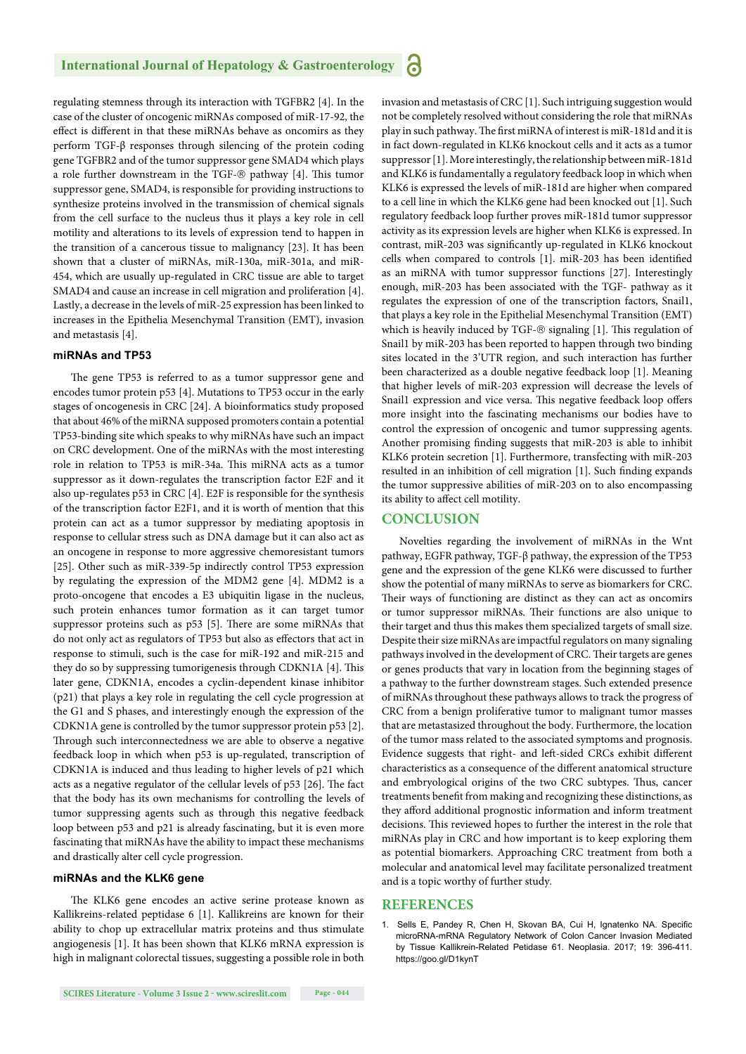regulating stemness through its interaction with TGFBR2 [4]. In the case of the cluster of oncogenic miRNAs composed of miR-17-92, the effect is different in that these miRNAs behave as oncomirs as they perform TGF-β responses through silencing of the protein coding gene TGFBR2 and of the tumor suppressor gene SMAD4 which plays a role further downstream in the TGF-® pathway [4]. This tumor suppressor gene, SMAD4, is responsible for providing instructions to synthesize proteins involved in the transmission of chemical signals from the cell surface to the nucleus thus it plays a key role in cell motility and alterations to its levels of expression tend to happen in the transition of a cancerous tissue to malignancy [23]. It has been shown that a cluster of miRNAs, miR-130a, miR-301a, and miR-454, which are usually up-regulated in CRC tissue are able to target SMAD4 and cause an increase in cell migration and proliferation [4]. Lastly, a decrease in the levels of miR-25 expression has been linked to increases in the Epithelia Mesenchymal Transition (EMT), invasion and metastasis [4].

### miRNAs and TP53

The gene TP53 is referred to as a tumor suppressor gene and encodes tumor protein p53 [4]. Mutations to TP53 occur in the early stages of oncogenesis in CRC [24]. A bioinformatics study proposed that about 46% of the miRNA supposed promoters contain a potential TP53-binding site which speaks to why miRNAs have such an impact on CRC development. One of the miRNAs with the most interesting role in relation to TP53 is miR-34a. This miRNA acts as a tumor suppressor as it down-regulates the transcription factor E2F and it also up-regulates p53 in CRC [4]. E2F is responsible for the synthesis of the transcription factor E2F1, and it is worth of mention that this protein can act as a tumor suppressor by mediating apoptosis in response to cellular stress such as DNA damage but it can also act as an oncogene in response to more aggressive chemoresistant tumors [25]. Other such as miR-339-5p indirectly control TP53 expression by regulating the expression of the MDM2 gene [4]. MDM2 is a proto-oncogene that encodes a E3 ubiquitin ligase in the nucleus, such protein enhances tumor formation as it can target tumor suppressor proteins such as p53 [5]. There are some miRNAs that do not only act as regulators of TP53 but also as effectors that act in response to stimuli, such is the case for miR-192 and miR-215 and they do so by suppressing tumorigenesis through CDKN1A [4]. This later gene, CDKN1A, encodes a cyclin-dependent kinase inhibitor (p21) that plays a key role in regulating the cell cycle progression at the G1 and S phases, and interestingly enough the expression of the CDKN1A gene is controlled by the tumor suppressor protein p53 [2]. Through such interconnectedness we are able to observe a negative feedback loop in which when p53 is up-regulated, transcription of CDKN1A is induced and thus leading to higher levels of p21 which acts as a negative regulator of the cellular levels of p53 [26]. The fact that the body has its own mechanisms for controlling the levels of tumor suppressing agents such as through this negative feedback loop between p53 and p21 is already fascinating, but it is even more fascinating that miRNAs have the ability to impact these mechanisms and drastically alter cell cycle progression.

### miRNAs and the KLK6 gene

The KLK6 gene encodes an active serine protease known as Kallikreins-related peptidase 6 [1]. Kallikreins are known for their ability to chop up extracellular matrix proteins and thus stimulate angiogenesis [1]. It has been shown that KLK6 mRNA expression is high in malignant colorectal tissues, suggesting a possible role in both invasion and metastasis of CRC [1]. Such intriguing suggestion would not be completely resolved without considering the role that miRNAs play in such pathway. The first miRNA of interest is miR-181d and it is in fact down-regulated in KLK6 knockout cells and it acts as a tumor suppressor [1]. More interestingly, the relationship between miR-181d and KLK6 is fundamentally a regulatory feedback loop in which when KLK6 is expressed the levels of miR-181d are higher when compared to a cell line in which the KLK6 gene had been knocked out [1]. Such regulatory feedback loop further proves miR-181d tumor suppressor activity as its expression levels are higher when KLK6 is expressed. In contrast, miR-203 was significantly up-regulated in KLK6 knockout cells when compared to controls [1]. miR-203 has been identified as an miRNA with tumor suppressor functions [27]. Interestingly enough, miR-203 has been associated with the TGF- pathway as it regulates the expression of one of the transcription factors, Snail1, that plays a key role in the Epithelial Mesenchymal Transition (EMT) which is heavily induced by TGF-® signaling [1]. This regulation of Snail1 by miR-203 has been reported to happen through two binding sites located in the 3'UTR region, and such interaction has further been characterized as a double negative feedback loop [1]. Meaning that higher levels of miR-203 expression will decrease the levels of Snail1 expression and vice versa. This negative feedback loop offers more insight into the fascinating mechanisms our bodies have to control the expression of oncogenic and tumor suppressing agents. Another promising finding suggests that miR-203 is able to inhibit KLK6 protein secretion [1]. Furthermore, transfecting with miR-203 resulted in an inhibition of cell migration [1]. Such finding expands the tumor suppressive abilities of miR-203 on to also encompassing its ability to affect cell motility.

## CONCLUSION

Novelties regarding the involvement of miRNAs in the Wnt pathway, EGFR pathway, TGF-β pathway, the expression of the TP53 gene and the expression of the gene KLK6 were discussed to further show the potential of many miRNAs to serve as biomarkers for CRC. Their ways of functioning are distinct as they can act as oncomirs or tumor suppressor miRNAs. Their functions are also unique to their target and thus this makes them specialized targets of small size. Despite their size miRNAs are impactful regulators on many signaling pathways involved in the development of CRC. Their targets are genes or genes products that vary in location from the beginning stages of a pathway to the further downstream stages. Such extended presence of miRNAs throughout these pathways allows to track the progress of CRC from a benign proliferative tumor to malignant tumor masses that are metastasized throughout the body. Furthermore, the location of the tumor mass related to the associated symptoms and prognosis. Evidence suggests that right- and left-sided CRCs exhibit different characteristics as a consequence of the different anatomical structure and embryological origins of the two CRC subtypes. Thus, cancer treatments benefit from making and recognizing these distinctions, as they afford additional prognostic information and inform treatment decisions. This reviewed hopes to further the interest in the role that miRNAs play in CRC and how important is to keep exploring them as potential biomarkers. Approaching CRC treatment from both a molecular and anatomical level may facilitate personalized treatment and is a topic worthy of further study.

## REFERENCES

1. Sells E, Pandey R, Chen H, Skovan BA, Cui H, Ignatenko NA. Specific microRNA-mRNA Regulatory Network of Colon Cancer Invasion Mediated by Tissue Kallikrein-Related Petidase 61. Neoplasia. 2017; 19: 396-411. https://goo.gl/D1kynT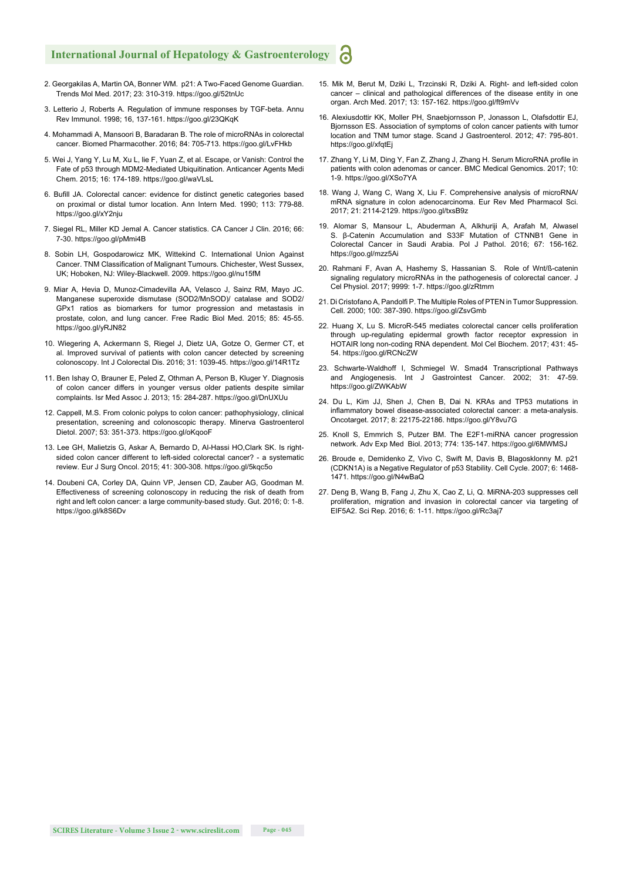2. Georgakilas A, Martin OA, Bonner WM. p21: A Two-Faced Genome Guardian. Trends Mol Med. 2017; 23: 310-319. https://goo.gl/52tnUc

3. Letterio J, Roberts A. Regulation of immune responses by TGF-beta. Annu Rev Immunol. 1998; 16, 137-161. https://goo.gl/23QKqK

4. Mohammadi A, Mansoori B, Baradaran B. The role of microRNAs in colorectal cancer. Biomed Pharmacother. 2016; 84: 705-713. https://goo.gl/LvFHkb

5. Wei J, Yang Y, Lu M, Xu L, lie F, Yuan Z, et al. Escape, or Vanish: Control the Fate of p53 through MDM2-Mediated Ubiquitination. Anticancer Agents Medi Chem. 2015; 16: 174-189. https://goo.gl/waVLsL

6. Bufill JA. Colorectal cancer: evidence for distinct genetic categories based on proximal or distal tumor location. Ann Intern Med. 1990; 113: 779-88. https://goo.gl/xY2nju

7. Siegel RL, Miller KD Jemal A. Cancer statistics. CA Cancer J Clin. 2016; 66: 7-30. https://goo.gl/pMmi4B

8. Sobin LH, Gospodarowicz MK, Wittekind C. International Union Against Cancer. TNM Classification of Malignant Tumours. Chichester, West Sussex, UK; Hoboken, NJ: Wiley-Blackwell. 2009. https://goo.gl/nu15fM

9. Miar A, Hevia D, Munoz-Cimadevilla AA, Velasco J, Sainz RM, Mayo JC. Manganese superoxide dismutase (SOD2/MnSOD)/ catalase and SOD2/ GPx1 ratios as biomarkers for tumor progression and metastasis in prostate, colon, and lung cancer. Free Radic Biol Med. 2015; 85: 45-55. https://goo.gl/yRJN82

10. Wiegering A, Ackermann S, Riegel J, Dietz UA, Gotze O, Germer CT, et al. Improved survival of patients with colon cancer detected by screening colonoscopy. Int J Colorectal Dis. 2016; 31: 1039-45. https://goo.gl/14R1Tz

11. Ben Ishay O, Brauner E, Peled Z, Othman A, Person B, Kluger Y. Diagnosis of colon cancer differs in younger versus older patients despite similar complaints. Isr Med Assoc J. 2013; 15: 284-287. https://goo.gl/DnUXUu

12. Cappell, M.S. From colonic polyps to colon cancer: pathophysiology, clinical presentation, screening and colonoscopic therapy. Minerva Gastroenterol Dietol. 2007; 53: 351-373. https://goo.gl/oKqooF

13. Lee GH, Malietzis G, Askar A, Bernardo D, Al-Hassi HO,Clark SK. Is right-sided colon cancer different to left-sided colorectal cancer? - a systematic review. Eur J Surg Oncol. 2015; 41: 300-308. https://goo.gl/5kqc5o

14. Doubeni CA, Corley DA, Quinn VP, Jensen CD, Zauber AG, Goodman M. Effectiveness of screening colonoscopy in reducing the risk of death from right and left colon cancer: a large community-based study. Gut. 2016; 0: 1-8. https://goo.gl/k8S6Dv

15. Mik M, Berut M, Dziki L, Trzcinski R, Dziki A. Right- and left-sided colon cancer – clinical and pathological differences of the disease entity in one organ. Arch Med. 2017; 13: 157-162. https://goo.gl/ft9mVv

16. Alexiusdottir KK, Moller PH, Snaebjornsson P, Jonasson L, Olafsdottir EJ, Bjornsson ES. Association of symptoms of colon cancer patients with tumor location and TNM tumor stage. Scand J Gastroenterol. 2012; 47: 795-801. https://goo.gl/xfqtEj

17. Zhang Y, Li M, Ding Y, Fan Z, Zhang J, Zhang H. Serum MicroRNA profile in patients with colon adenomas or cancer. BMC Medical Genomics. 2017; 10: 1-9. https://goo.gl/XSo7YA

18. Wang J, Wang C, Wang X, Liu F. Comprehensive analysis of microRNA/ mRNA signature in colon adenocarcinoma. Eur Rev Med Pharmacol Sci. 2017; 21: 2114-2129. https://goo.gl/txsB9z

19. Alomar S, Mansour L, Abuderman A, Alkhuriji A, Arafah M, Alwasel S. β-Catenin Accumulation and S33F Mutation of CTNNB1 Gene in Colorectal Cancer in Saudi Arabia. Pol J Pathol. 2016; 67: 156-162. https://goo.gl/mzz5Ai

20. Rahmani F, Avan A, Hashemy S, Hassanian S. Role of Wnt/ß-catenin signaling regulatory microRNAs in the pathogenesis of colorectal cancer. J Cel Physiol. 2017; 9999: 1-7. https://goo.gl/zRtmm

21. Di Cristofano A, Pandolfi P. The Multiple Roles of PTEN in Tumor Suppression. Cell. 2000; 100: 387-390. https://goo.gl/ZsvGmb

22. Huang X, Lu S. MicroR-545 mediates colorectal cancer cells proliferation through up-regulating epidermal growth factor receptor expression in HOTAIR long non-coding RNA dependent. Mol Cel Biochem. 2017; 431: 45-54. https://goo.gl/RCNcZW

23. Schwarte-Waldhoff I, Schmiegel W. Smad4 Transcriptional Pathways and Angiogenesis. Int J Gastrointest Cancer. 2002; 31: 47-59. https://goo.gl/ZWKAbW

24. Du L, Kim JJ, Shen J, Chen B, Dai N. KRAs and TP53 mutations in inflammatory bowel disease-associated colorectal cancer: a meta-analysis. Oncotarget. 2017; 8: 22175-22186. https://goo.gl/Y8vu7G

25. Knoll S, Emmrich S, Putzer BM. The E2F1-miRNA cancer progression network. Adv Exp Med Biol. 2013; 774: 135-147. https://goo.gl/6MWMSJ

26. Broude e, Demidenko Z, Vivo C, Swift M, Davis B, Blagosklonny M. p21 (CDKN1A) is a Negative Regulator of p53 Stability. Cell Cycle. 2007; 6: 1468-1471. https://goo.gl/N4wBaQ

27. Deng B, Wang B, Fang J, Zhu X, Cao Z, Li, Q. MiRNA-203 suppresses cell proliferation, migration and invasion in colorectal cancer via targeting of EIF5A2. Sci Rep. 2016; 6: 1-11. https://goo.gl/Rc3aj7